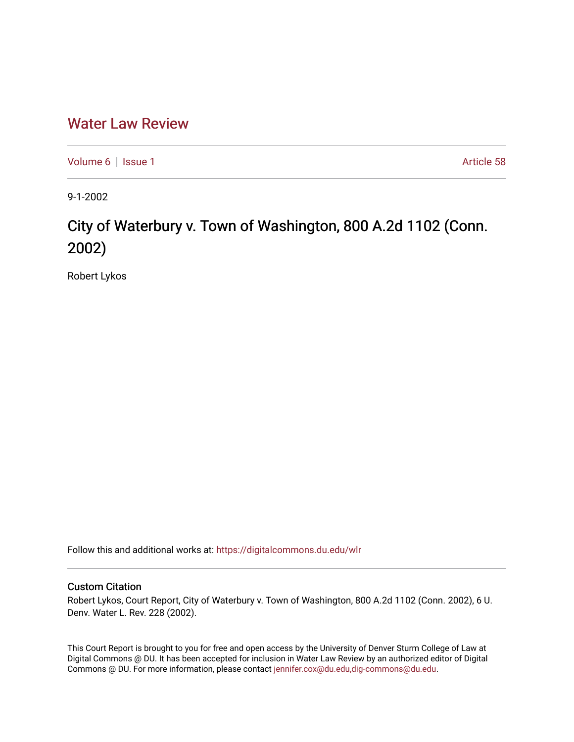# Water Law Review

Volume 6 | Issue 1 — Article 58

9-1-2002

## City of Waterbury v. Town of Washington, 800 A.2d 1102 (Conn. 2002)

Robert Lykos

Follow this and additional works at: https://digitalcommons.du.edu/wlr

### Custom Citation

Robert Lykos, Court Report, City of Waterbury v. Town of Washington, 800 A.2d 1102 (Conn. 2002), 6 U. Denv. Water L. Rev. 228 (2002).

This Court Report is brought to you for free and open access by the University of Denver Sturm College of Law at Digital Commons @ DU. It has been accepted for inclusion in Water Law Review by an authorized editor of Digital Commons @ DU. For more information, please contact jennifer.cox@du.edu,dig-commons@du.edu.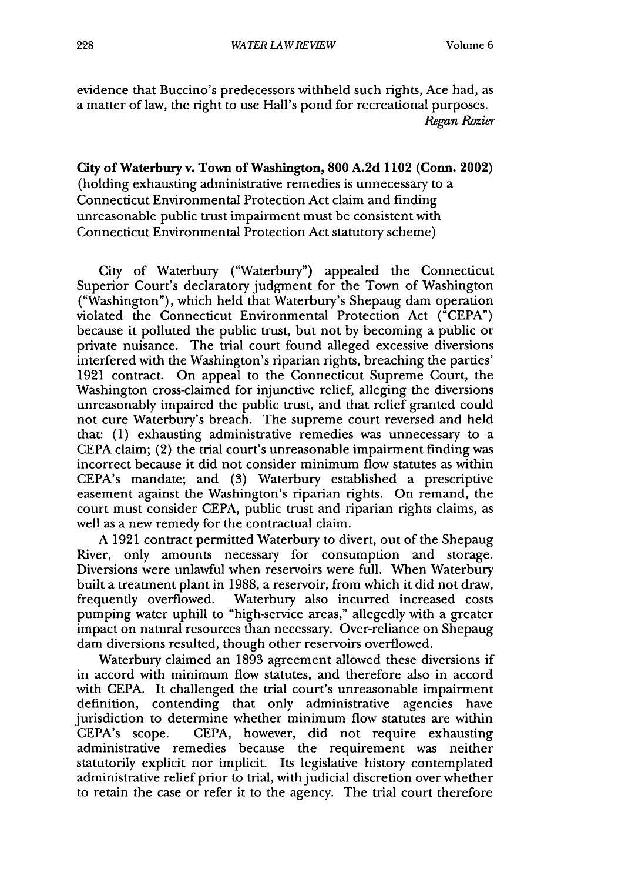evidence that Buccino's predecessors withheld such rights, Ace had, as a matter of law, the right to use Hall's pond for recreational purposes.

*Regan Rozier*

**City of Waterbury v. Town of Washington, 800 A.2d 1102 (Conn. 2002)** (holding exhausting administrative remedies is unnecessary to a Connecticut Environmental Protection Act claim and finding unreasonable public trust impairment must be consistent with Connecticut Environmental Protection Act statutory scheme)

City of Waterbury ("Waterbury") appealed the Connecticut Superior Court's declaratory judgment for the Town of Washington ("Washington"), which held that Waterbury's Shepaug dam operation violated the Connecticut Environmental Protection Act ("CEPA") because it polluted the public trust, but not by becoming a public or private nuisance. The trial court found alleged excessive diversions interfered with the Washington's riparian rights, breaching the parties' 1921 contract. On appeal to the Connecticut Supreme Court, the Washington cross-claimed for injunctive relief, alleging the diversions unreasonably impaired the public trust, and that relief granted could not cure Waterbury's breach. The supreme court reversed and held that: (1) exhausting administrative remedies was unnecessary to a CEPA claim; (2) the trial court's unreasonable impairment finding was incorrect because it did not consider minimum flow statutes as within CEPA's mandate; and (3) Waterbury established a prescriptive easement against the Washington's riparian rights. On remand, the court must consider CEPA, public trust and riparian rights claims, as well as a new remedy for the contractual claim.

A 1921 contract permitted Waterbury to divert, out of the Shepaug River, only amounts necessary for consumption and storage. Diversions were unlawful when reservoirs were full. When Waterbury built a treatment plant in 1988, a reservoir, from which it did not draw, frequently overflowed. Waterbury also incurred increased costs pumping water uphill to "high-service areas," allegedly with a greater impact on natural resources than necessary. Over-reliance on Shepaug dam diversions resulted, though other reservoirs overflowed.

Waterbury claimed an 1893 agreement allowed these diversions if in accord with minimum flow statutes, and therefore also in accord with CEPA. It challenged the trial court's unreasonable impairment definition, contending that only administrative agencies have jurisdiction to determine whether minimum flow statutes are within CEPA's scope. CEPA, however, did not require exhausting administrative remedies because the requirement was neither statutorily explicit nor implicit. Its legislative history contemplated administrative relief prior to trial, with judicial discretion over whether to retain the case or refer it to the agency. The trial court therefore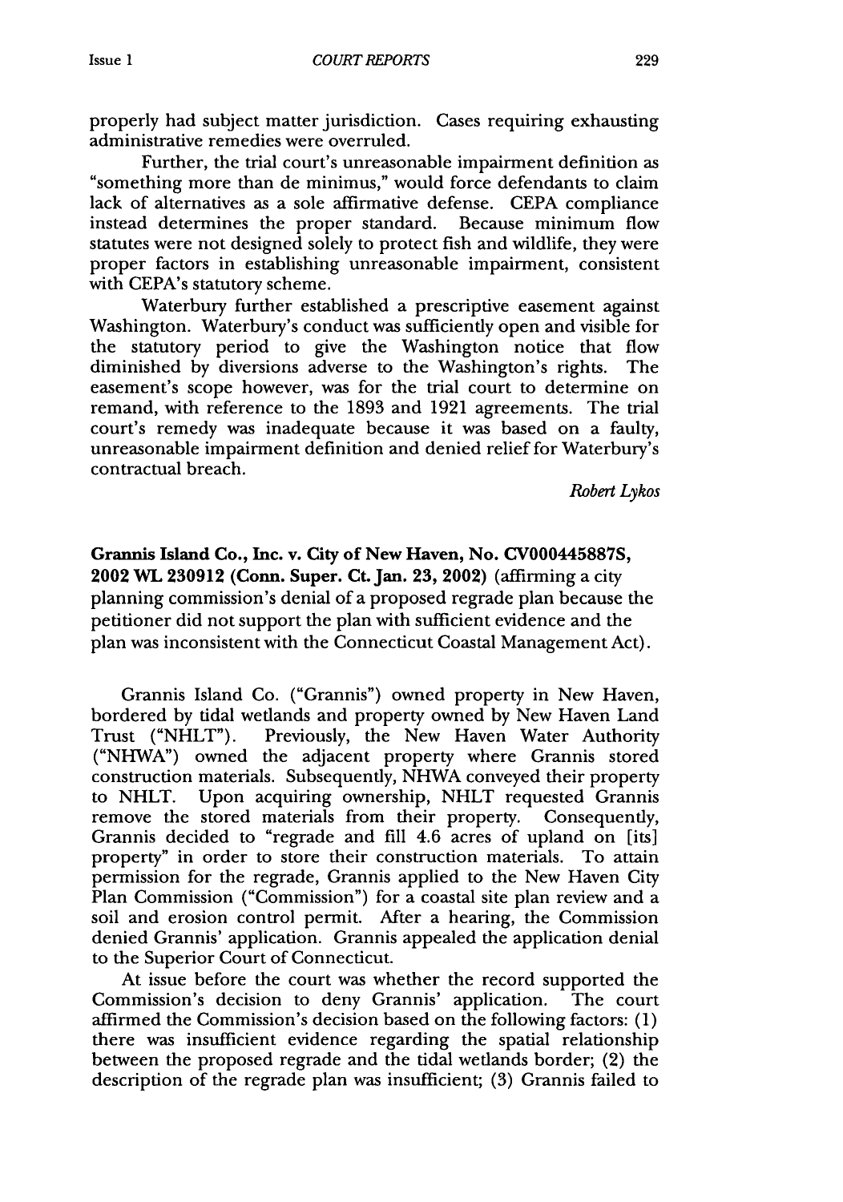properly had subject matter jurisdiction. Cases requiring exhausting administrative remedies were overruled.

Further, the trial court's unreasonable impairment definition as "something more than de minimus," would force defendants to claim lack of alternatives as a sole affirmative defense. CEPA compliance instead determines the proper standard. Because minimum flow statutes were not designed solely to protect fish and wildlife, they were proper factors in establishing unreasonable impairment, consistent with CEPA's statutory scheme.

Waterbury further established a prescriptive easement against Washington. Waterbury's conduct was sufficiently open and visible for the statutory period to give the Washington notice that flow diminished by diversions adverse to the Washington's rights. The easement's scope however, was for the trial court to determine on remand, with reference to the 1893 and 1921 agreements. The trial court's remedy was inadequate because it was based on a faulty, unreasonable impairment definition and denied relief for Waterbury's contractual breach.

*Robert Lykos*

**Grannis Island Co., Inc. v. City of New Haven, No. CV000445887S, 2002 WL 230912 (Conn. Super. Ct. Jan. 23, 2002)** (affirming a city planning commission's denial of a proposed regrade plan because the petitioner did not support the plan with sufficient evidence and the plan was inconsistent with the Connecticut Coastal Management Act).

Grannis Island Co. ("Grannis") owned property in New Haven, bordered by tidal wetlands and property owned by New Haven Land Trust ("NHLT"). Previously, the New Haven Water Authority ("NHWA") owned the adjacent property where Grannis stored construction materials. Subsequently, NHWA conveyed their property to NHLT. Upon acquiring ownership, NHLT requested Grannis remove the stored materials from their property. Consequently, Grannis decided to "regrade and fill 4.6 acres of upland on [its] property" in order to store their construction materials. To attain permission for the regrade, Grannis applied to the New Haven City Plan Commission ("Commission") for a coastal site plan review and a soil and erosion control permit. After a hearing, the Commission denied Grannis' application. Grannis appealed the application denial to the Superior Court of Connecticut.

At issue before the court was whether the record supported the Commission's decision to deny Grannis' application. The court affirmed the Commission's decision based on the following factors: (1) there was insufficient evidence regarding the spatial relationship between the proposed regrade and the tidal wetlands border; (2) the description of the regrade plan was insufficient; (3) Grannis failed to